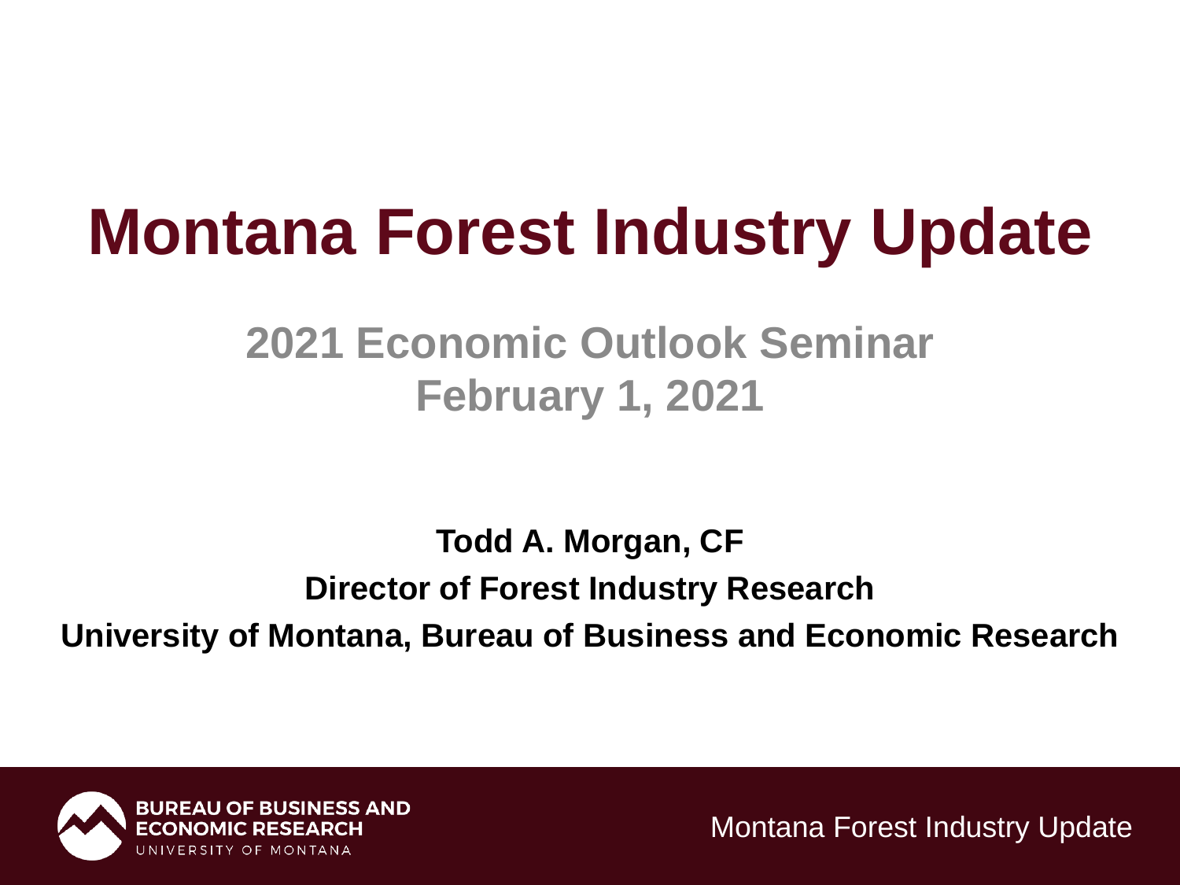# Montana Forest Industry Update

## 2021 Economic Outlook Seminar
## February 1, 2021

**Todd A. Morgan, CF**

**Director of Forest Industry Research**

**University of Montana, Bureau of Business and Economic Research**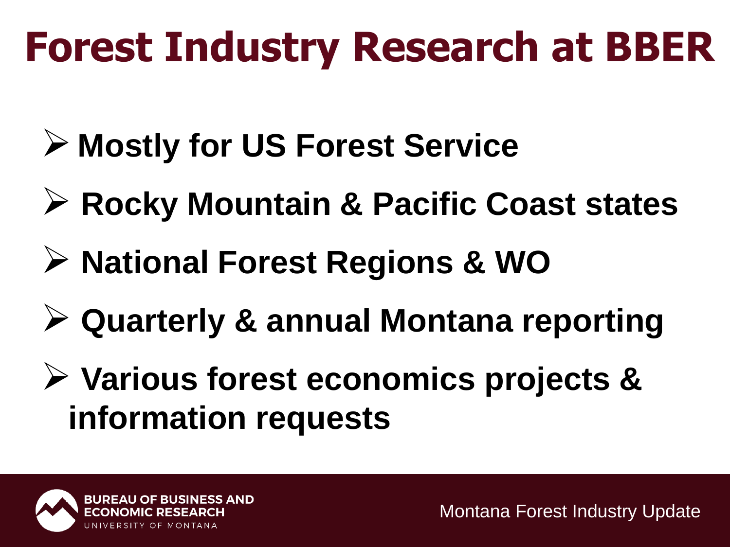# Forest Industry Research at BBER

- **Mostly for US Forest Service**
- **Rocky Mountain & Pacific Coast states**
- **National Forest Regions & WO**
- **Quarterly & annual Montana reporting**
- **Various forest economics projects & information requests**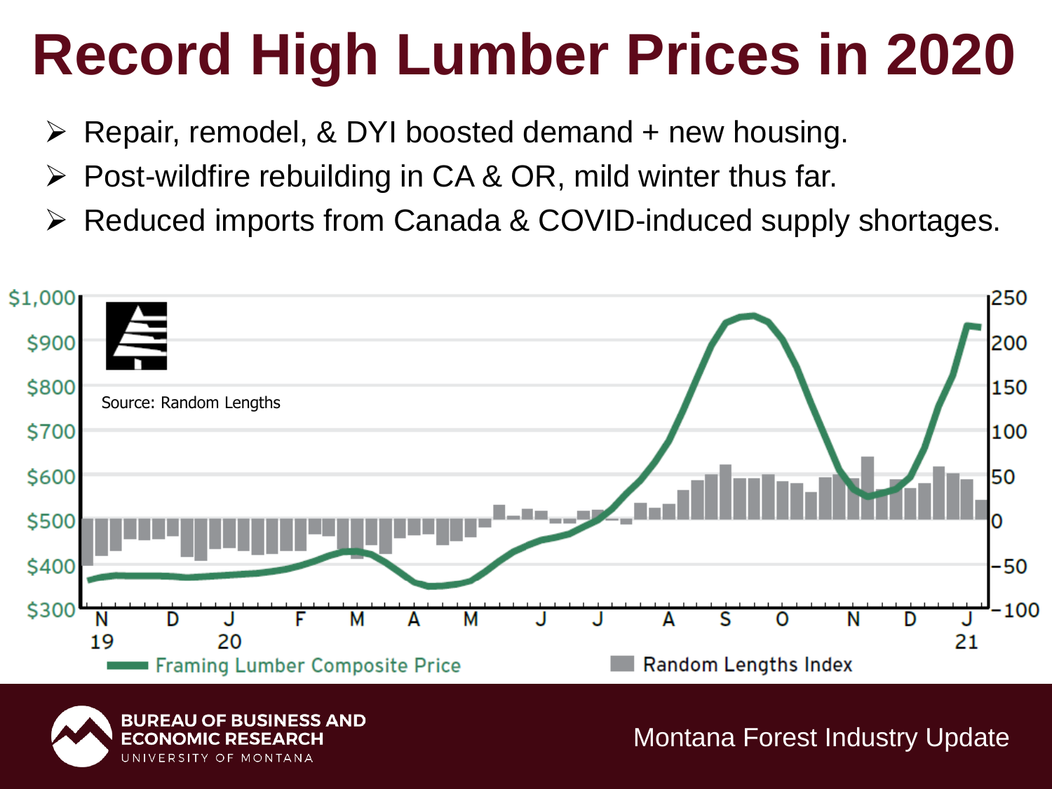# Record High Lumber Prices in 2020

- Repair, remodel, & DYI boosted demand + new housing.
- Post-wildfire rebuilding in CA & OR, mild winter thus far.
- Reduced imports from Canada & COVID-induced supply shortages.

Source: Random Lengths

Framing Lumber Composite Price — Random Lengths Index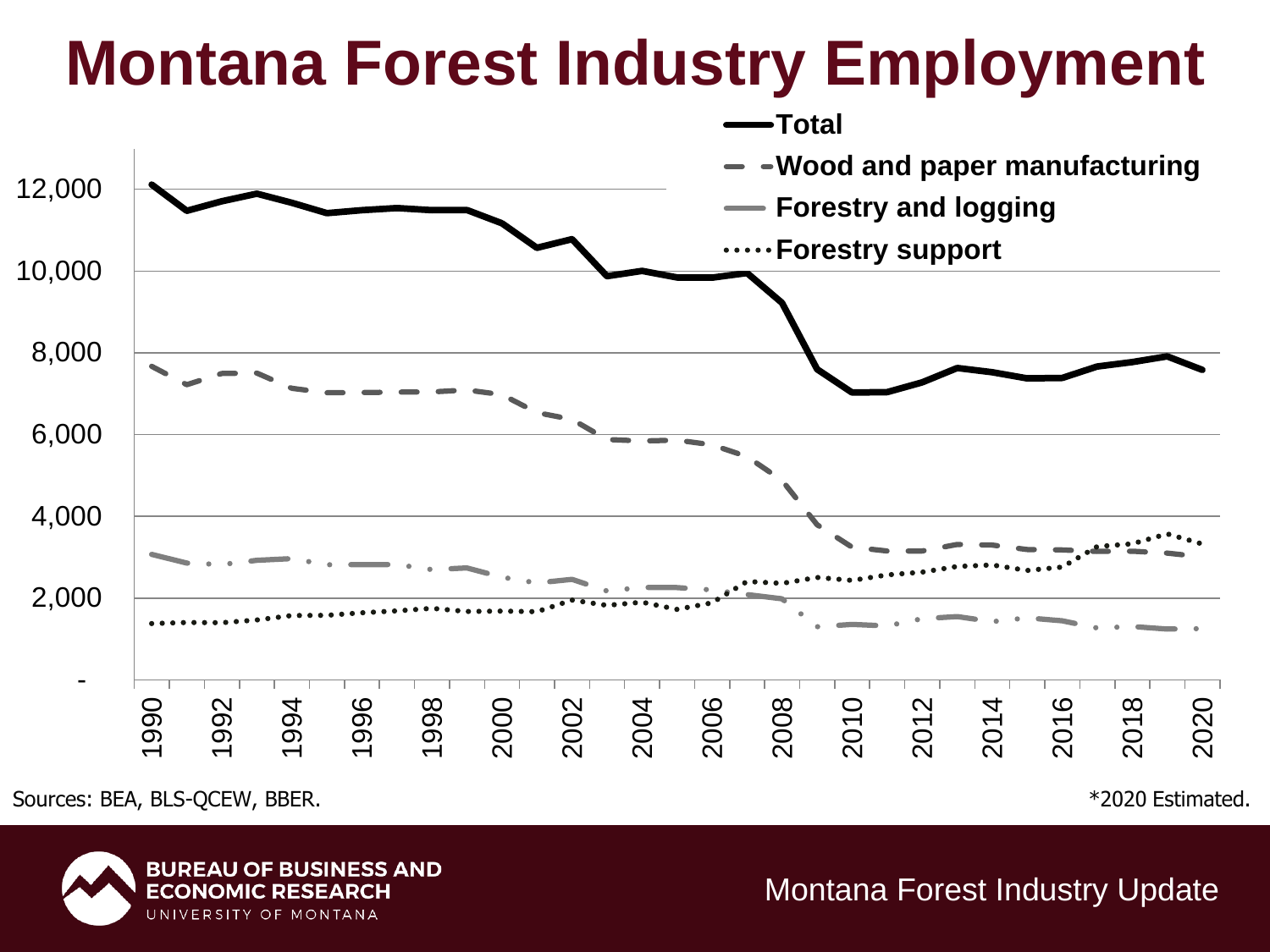# Montana Forest Industry Employment

Sources: BEA, BLS-QCEW, BBER.

*2020 Estimated.

Montana Forest Industry Update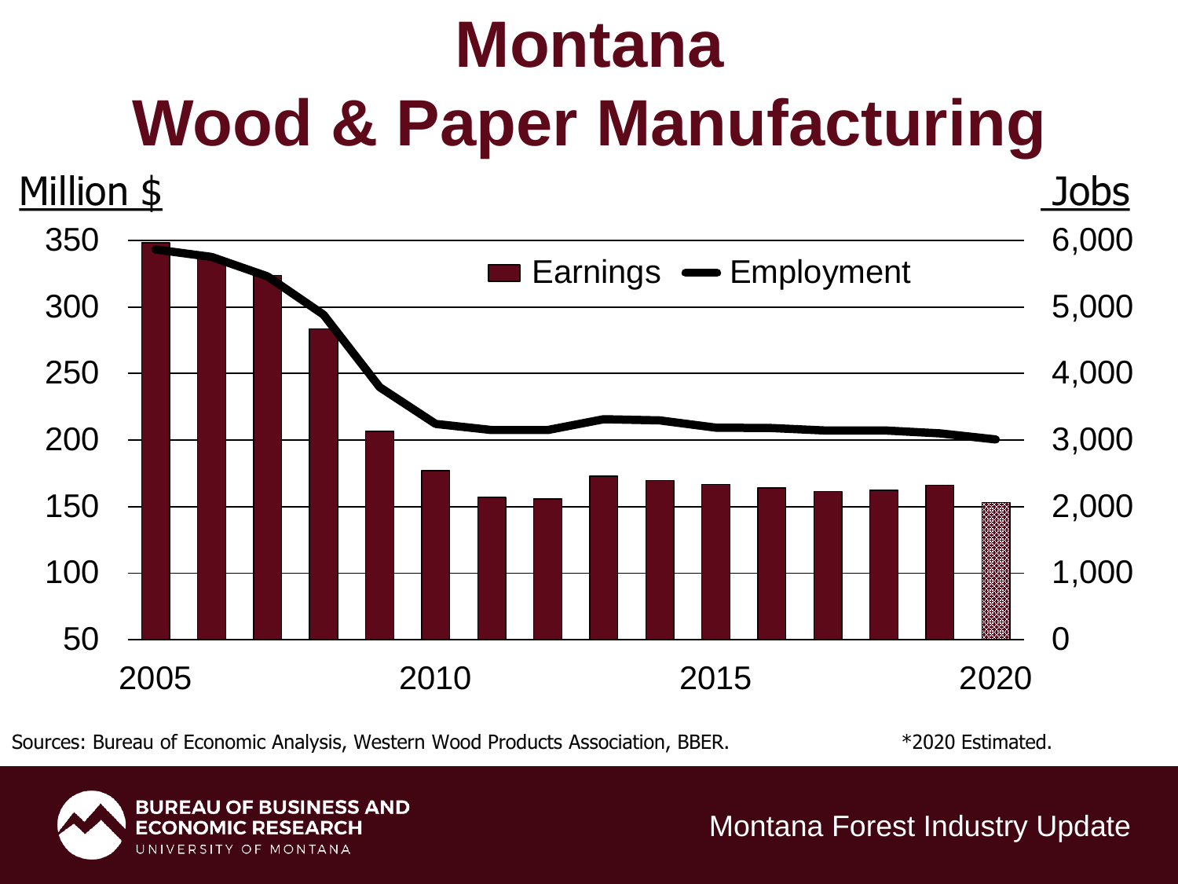# Montana
# Wood & Paper Manufacturing

Million $ | Jobs

Earnings | Employment

Sources: Bureau of Economic Analysis, Western Wood Products Association, BBER.

*2020 Estimated.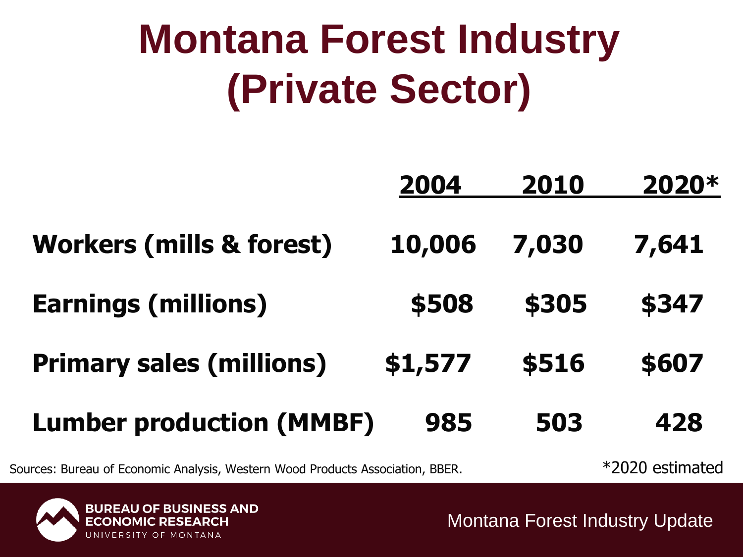# Montana Forest Industry (Private Sector)

| | 2004 | 2010 | 2020* |
|---|---|---|---|
| **Workers (mills & forest)** | 10,006 | 7,030 | 7,641 |
| **Earnings (millions)** | $508 | $305 | $347 |
| **Primary sales (millions)** | $1,577 | $516 | $607 |
| **Lumber production (MMBF)** | 985 | 503 | 428 |

Sources: Bureau of Economic Analysis, Western Wood Products Association, BBER.

*2020 estimated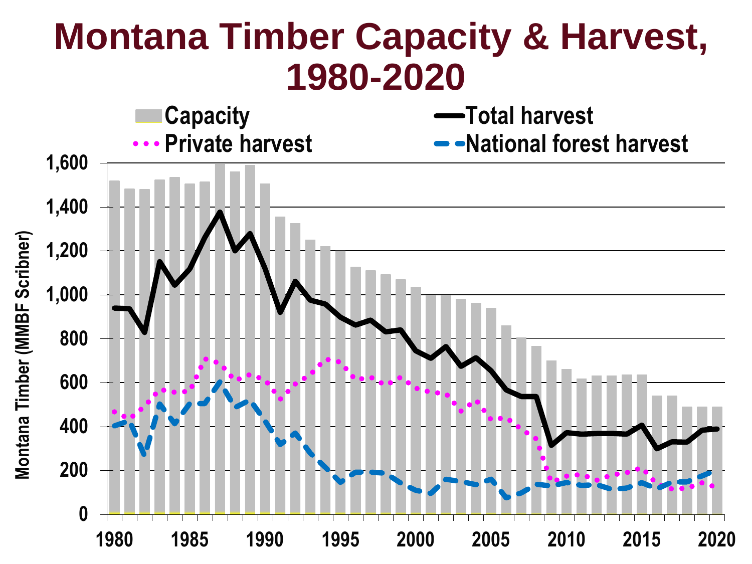# Montana Timber Capacity & Harvest, 1980-2020

Capacity | Total harvest | Private harvest | National forest harvest

Montana Timber (MMBF Scribner)

1,600
1,400
1,200
1,000
800
600
400
200
0

1980 1985 1990 1995 2000 2005 2010 2015 2020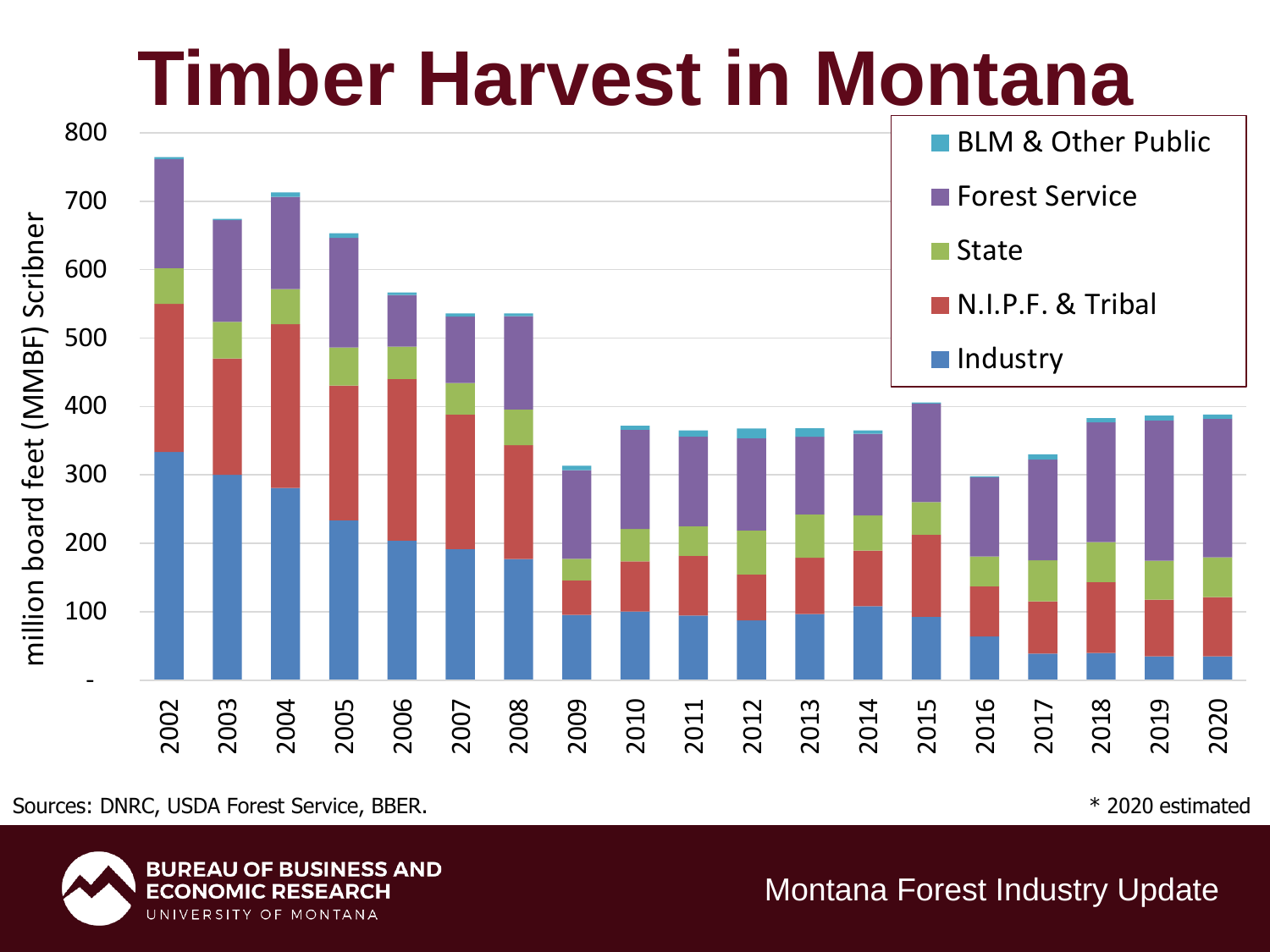# Timber Harvest in Montana

million board feet (MMBF) Scribner

Legend: BLM & Other Public; Forest Service; State; N.I.P.F. & Tribal; Industry

Years: 2002, 2003, 2004, 2005, 2006, 2007, 2008, 2009, 2010, 2011, 2012, 2013, 2014, 2015, 2016, 2017, 2018, 2019, 2020

Y-axis: -, 100, 200, 300, 400, 500, 600, 700, 800

Sources: DNRC, USDA Forest Service, BBER.

\* 2020 estimated

**BUREAU OF BUSINESS AND ECONOMIC RESEARCH**
UNIVERSITY OF MONTANA

Montana Forest Industry Update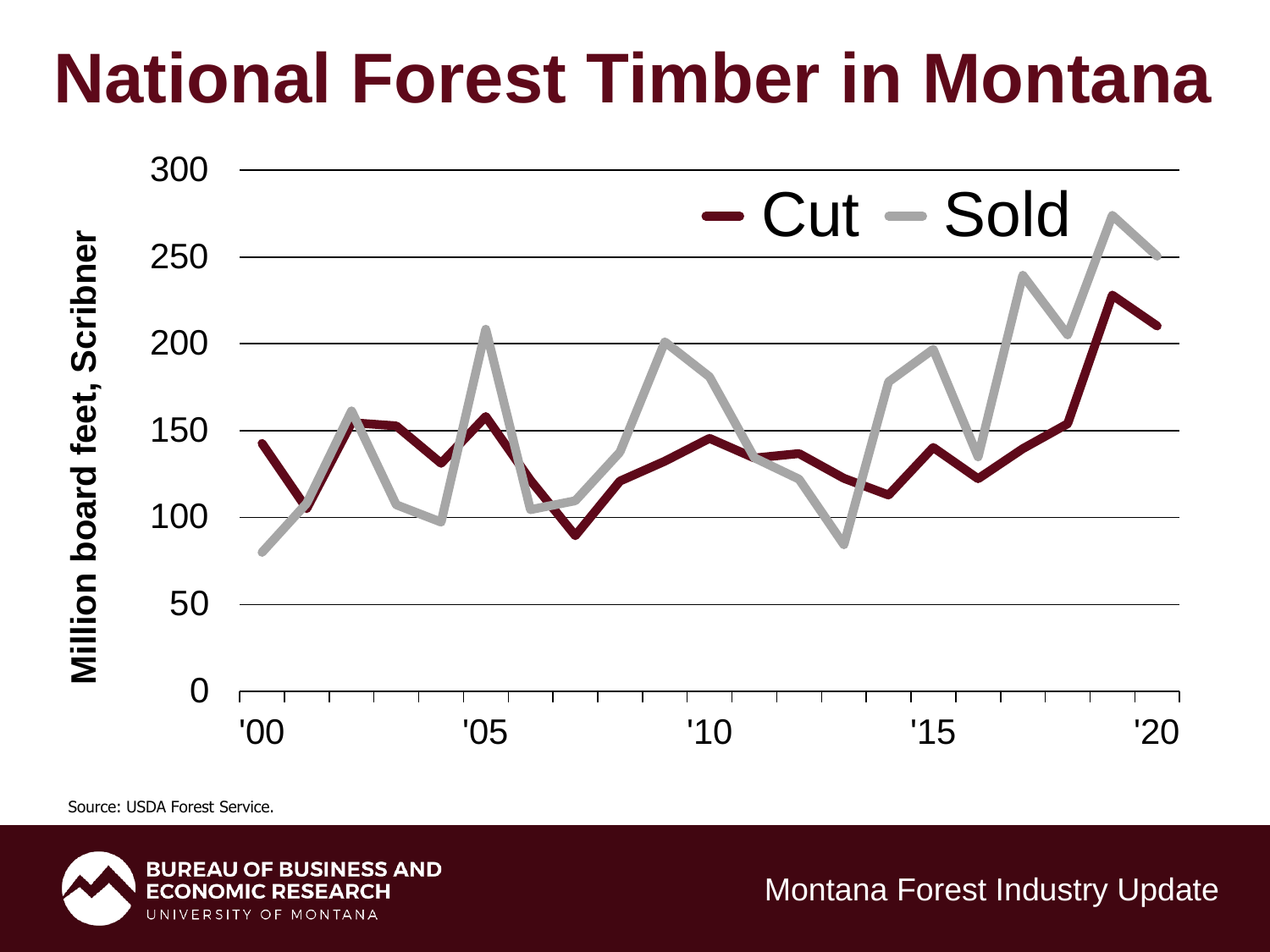# National Forest Timber in Montana

Million board feet, Scribner

Cut — Sold

300
250
200
150
100
50
0

'00 '05 '10 '15 '20

Source: USDA Forest Service.

BUREAU OF BUSINESS AND ECONOMIC RESEARCH
UNIVERSITY OF MONTANA

Montana Forest Industry Update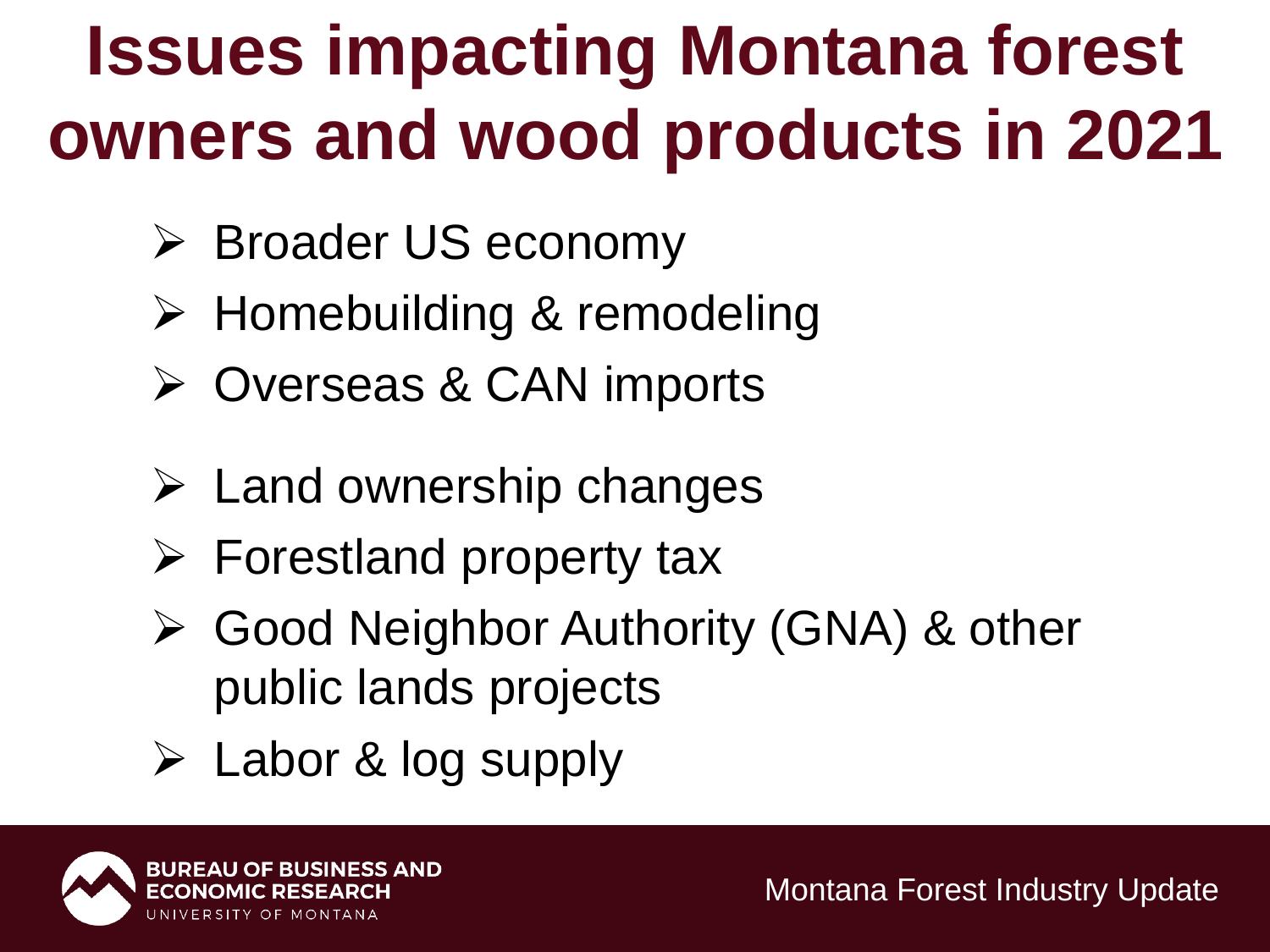# Issues impacting Montana forest owners and wood products in 2021

- Broader US economy
- Homebuilding & remodeling
- Overseas & CAN imports

- Land ownership changes
- Forestland property tax
- Good Neighbor Authority (GNA) & other public lands projects
- Labor & log supply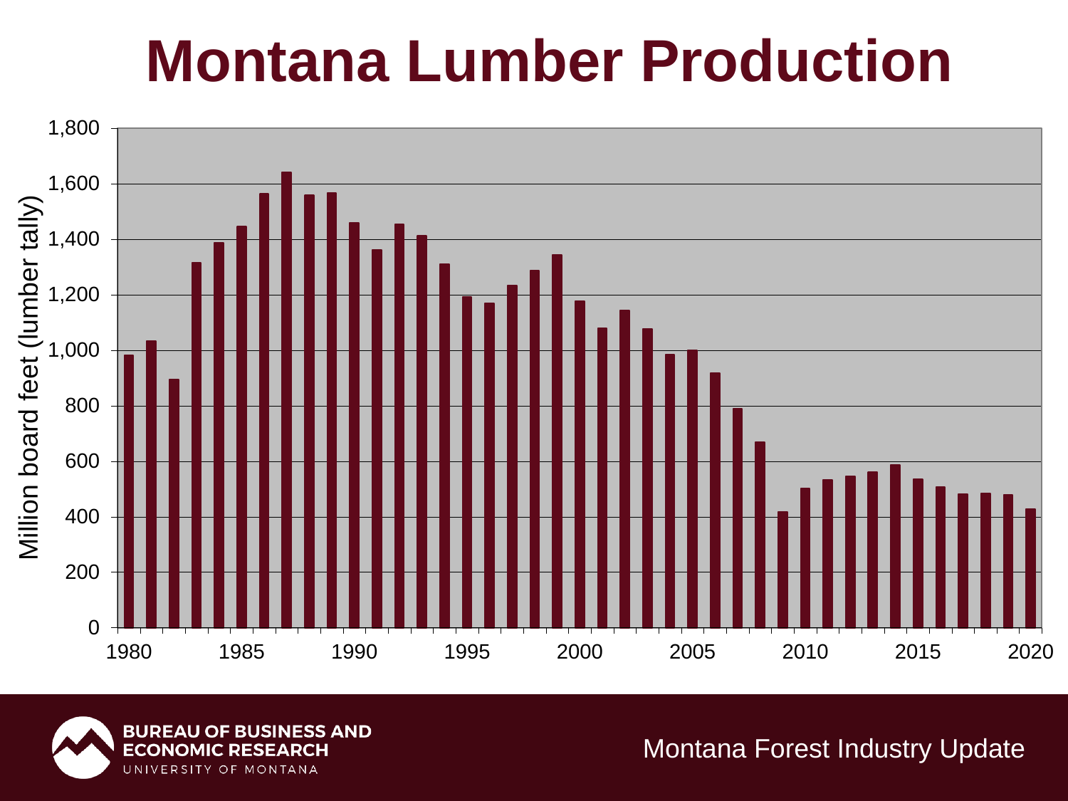# Montana Lumber Production

Million board feet (lumber tally)

1,800
1,600
1,400
1,200
1,000
800
600
400
200
0

1980 1985 1990 1995 2000 2005 2010 2015 2020

BUREAU OF BUSINESS AND ECONOMIC RESEARCH
UNIVERSITY OF MONTANA

Montana Forest Industry Update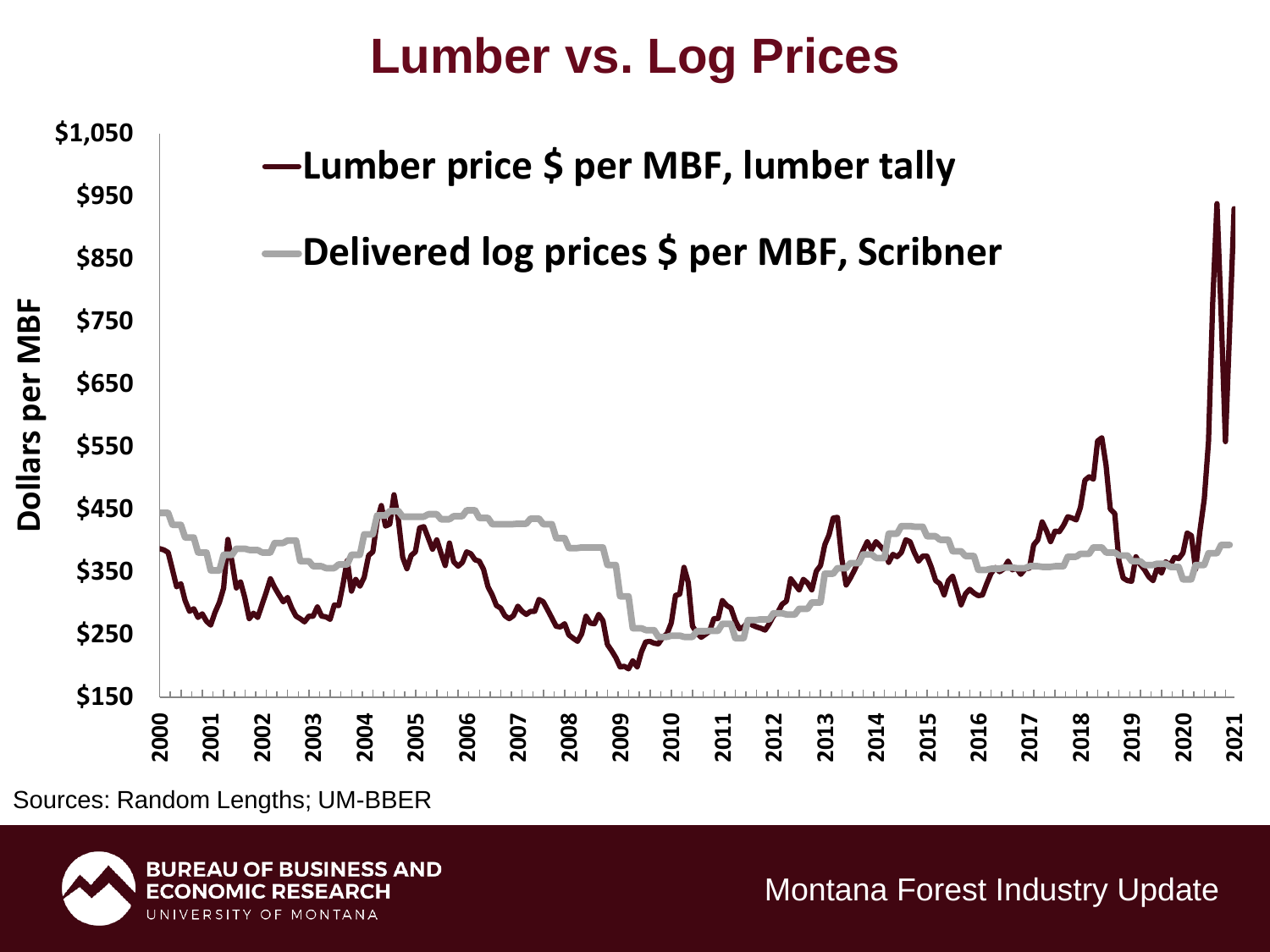# Lumber vs. Log Prices

—Lumber price $ per MBF, lumber tally

—Delivered log prices $ per MBF, Scribner

Dollars per MBF

$1,050
$950
$850
$750
$650
$550
$450
$350
$250
$150

2000 2001 2002 2003 2004 2005 2006 2007 2008 2009 2010 2011 2012 2013 2014 2015 2016 2017 2018 2019 2020 2021

Sources: Random Lengths; UM-BBER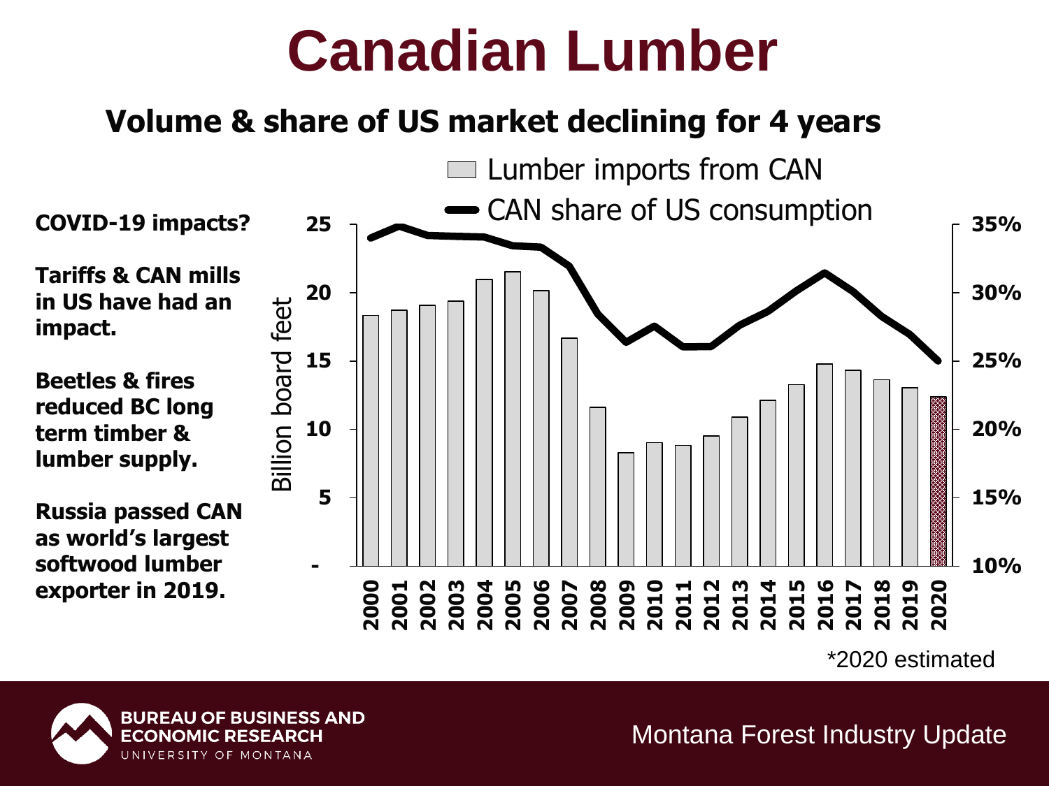# Canadian Lumber

## Volume & share of US market declining for 4 years

**COVID-19 impacts?**

**Tariffs & CAN mills in US have had an impact.**

**Beetles & fires reduced BC long term timber & lumber supply.**

**Russia passed CAN as world's largest softwood lumber exporter in 2019.**

Lumber imports from CAN

CAN share of US consumption

Billion board feet

| | 25 | 20 | 15 | 10 | 5 | - |
|---|---|---|---|---|---|---|
| | 35% | 30% | 25% | 20% | 15% | 10% |

2000 2001 2002 2003 2004 2005 2006 2007 2008 2009 2010 2011 2012 2013 2014 2015 2016 2017 2018 2019 2020

*2020 estimated

Montana Forest Industry Update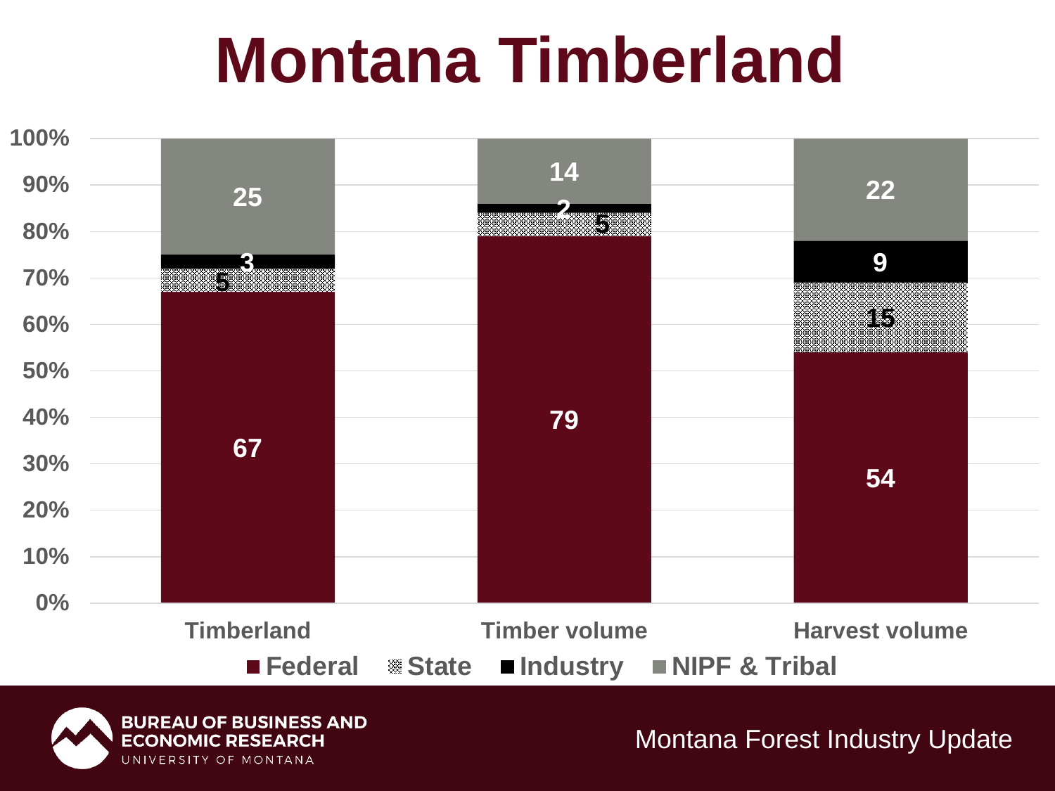# Montana Timberland

|  | Federal | State | Industry | NIPF & Tribal |
|---|---|---|---|---|
| Timberland | 67 | 5 | 3 | 25 |
| Timber volume | 79 | 5 | 2 | 14 |
| Harvest volume | 54 | 15 | 9 | 22 |

BUREAU OF BUSINESS AND ECONOMIC RESEARCH
UNIVERSITY OF MONTANA

Montana Forest Industry Update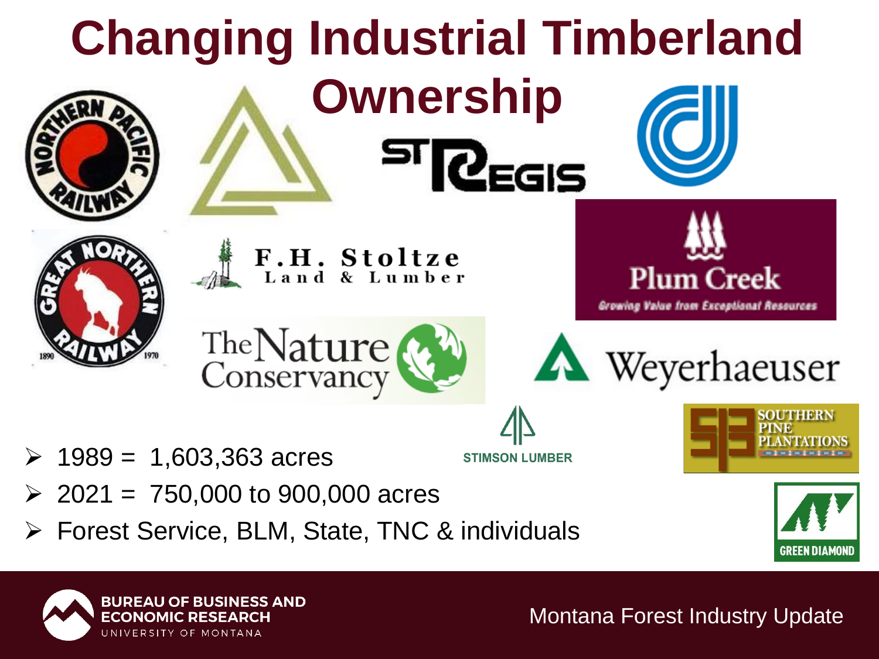# Changing Industrial Timberland Ownership

- 1989 = 1,603,363 acres
- 2021 = 750,000 to 900,000 acres
- Forest Service, BLM, State, TNC & individuals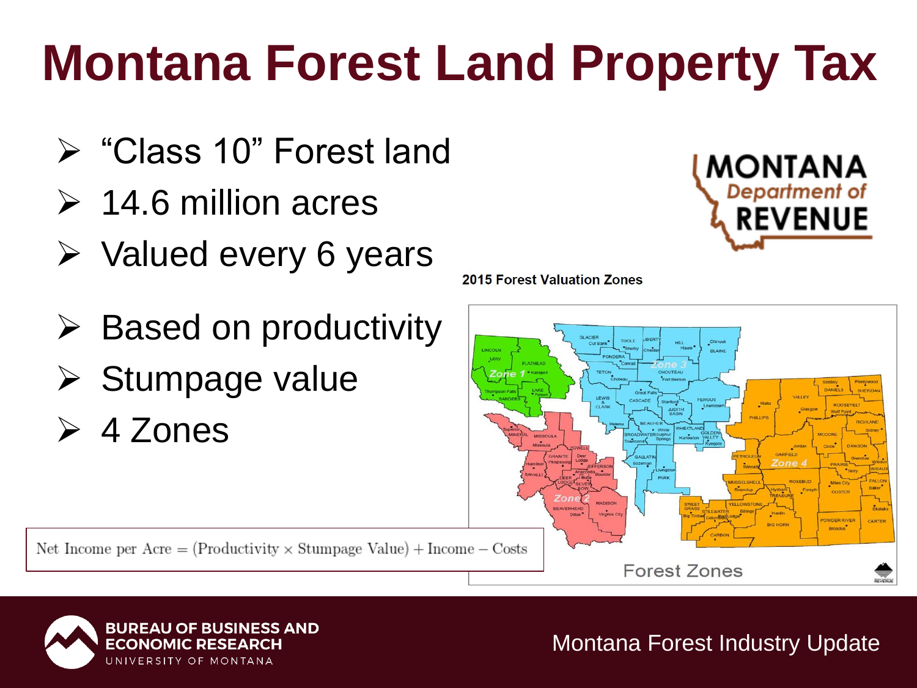# Montana Forest Land Property Tax

- "Class 10" Forest land
- 14.6 million acres
- Valued every 6 years

- Based on productivity
- Stumpage value
- 4 Zones

2015 Forest Valuation Zones

$$\text{Net Income per Acre} = (\text{Productivity} \times \text{Stumpage Value}) + \text{Income} - \text{Costs}$$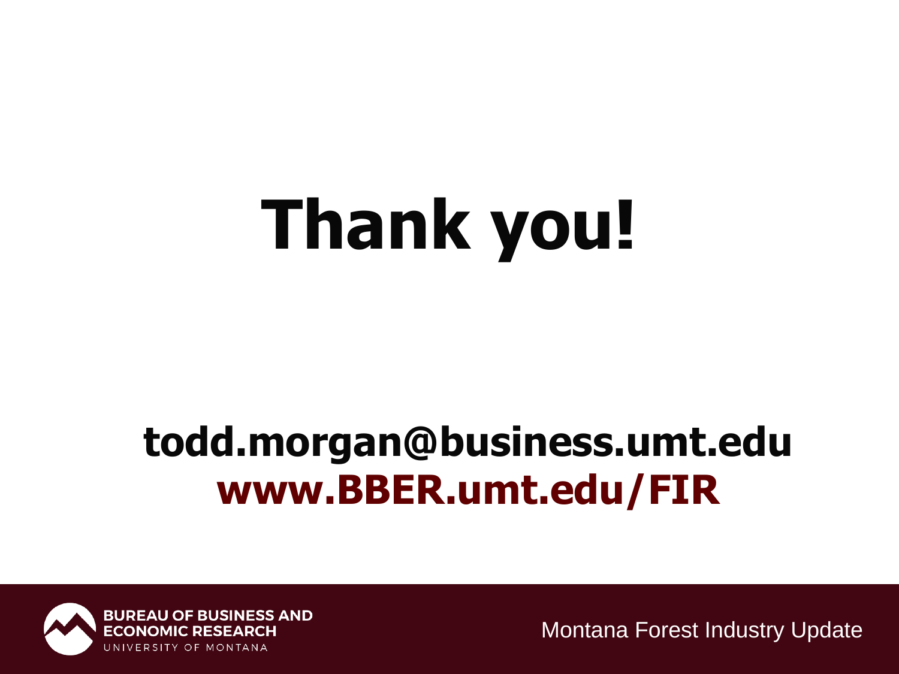# Thank you!

**todd.morgan@business.umt.edu**

**www.BBER.umt.edu/FIR**